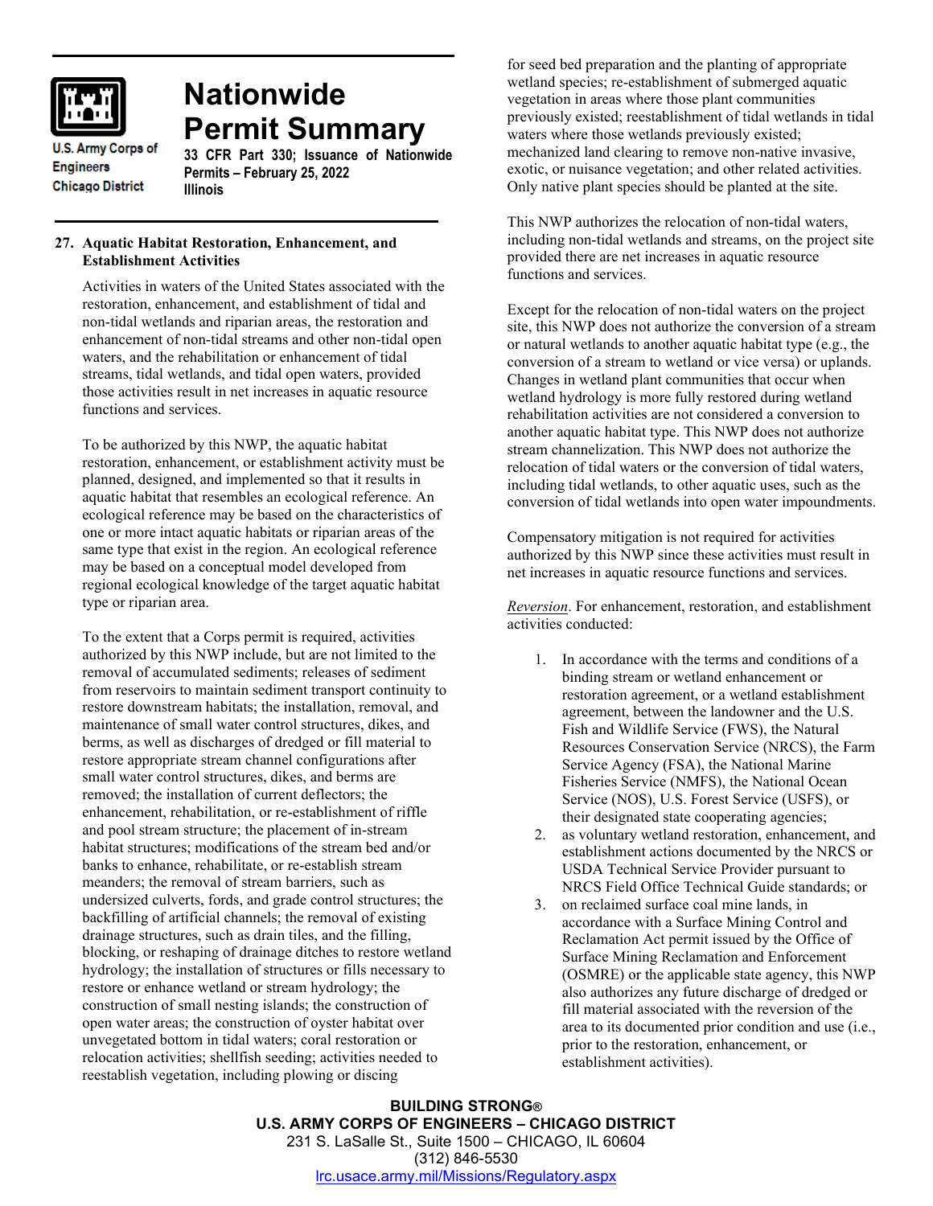U.S. Army Corps of Engineers
Chicago District

# Nationwide Permit Summary

**33 CFR Part 330; Issuance of Nationwide Permits – February 25, 2022**
**Illinois**

## 27. Aquatic Habitat Restoration, Enhancement, and Establishment Activities

Activities in waters of the United States associated with the restoration, enhancement, and establishment of tidal and non-tidal wetlands and riparian areas, the restoration and enhancement of non-tidal streams and other non-tidal open waters, and the rehabilitation or enhancement of tidal streams, tidal wetlands, and tidal open waters, provided those activities result in net increases in aquatic resource functions and services.

To be authorized by this NWP, the aquatic habitat restoration, enhancement, or establishment activity must be planned, designed, and implemented so that it results in aquatic habitat that resembles an ecological reference. An ecological reference may be based on the characteristics of one or more intact aquatic habitats or riparian areas of the same type that exist in the region. An ecological reference may be based on a conceptual model developed from regional ecological knowledge of the target aquatic habitat type or riparian area.

To the extent that a Corps permit is required, activities authorized by this NWP include, but are not limited to the removal of accumulated sediments; releases of sediment from reservoirs to maintain sediment transport continuity to restore downstream habitats; the installation, removal, and maintenance of small water control structures, dikes, and berms, as well as discharges of dredged or fill material to restore appropriate stream channel configurations after small water control structures, dikes, and berms are removed; the installation of current deflectors; the enhancement, rehabilitation, or re-establishment of riffle and pool stream structure; the placement of in-stream habitat structures; modifications of the stream bed and/or banks to enhance, rehabilitate, or re-establish stream meanders; the removal of stream barriers, such as undersized culverts, fords, and grade control structures; the backfilling of artificial channels; the removal of existing drainage structures, such as drain tiles, and the filling, blocking, or reshaping of drainage ditches to restore wetland hydrology; the installation of structures or fills necessary to restore or enhance wetland or stream hydrology; the construction of small nesting islands; the construction of open water areas; the construction of oyster habitat over unvegetated bottom in tidal waters; coral restoration or relocation activities; shellfish seeding; activities needed to reestablish vegetation, including plowing or discing for seed bed preparation and the planting of appropriate wetland species; re-establishment of submerged aquatic vegetation in areas where those plant communities previously existed; reestablishment of tidal wetlands in tidal waters where those wetlands previously existed; mechanized land clearing to remove non-native invasive, exotic, or nuisance vegetation; and other related activities. Only native plant species should be planted at the site.

This NWP authorizes the relocation of non-tidal waters, including non-tidal wetlands and streams, on the project site provided there are net increases in aquatic resource functions and services.

Except for the relocation of non-tidal waters on the project site, this NWP does not authorize the conversion of a stream or natural wetlands to another aquatic habitat type (e.g., the conversion of a stream to wetland or vice versa) or uplands. Changes in wetland plant communities that occur when wetland hydrology is more fully restored during wetland rehabilitation activities are not considered a conversion to another aquatic habitat type. This NWP does not authorize stream channelization. This NWP does not authorize the relocation of tidal waters or the conversion of tidal waters, including tidal wetlands, to other aquatic uses, such as the conversion of tidal wetlands into open water impoundments.

Compensatory mitigation is not required for activities authorized by this NWP since these activities must result in net increases in aquatic resource functions and services.

*Reversion*. For enhancement, restoration, and establishment activities conducted:

1. In accordance with the terms and conditions of a binding stream or wetland enhancement or restoration agreement, or a wetland establishment agreement, between the landowner and the U.S. Fish and Wildlife Service (FWS), the Natural Resources Conservation Service (NRCS), the Farm Service Agency (FSA), the National Marine Fisheries Service (NMFS), the National Ocean Service (NOS), U.S. Forest Service (USFS), or their designated state cooperating agencies;
2. as voluntary wetland restoration, enhancement, and establishment actions documented by the NRCS or USDA Technical Service Provider pursuant to NRCS Field Office Technical Guide standards; or
3. on reclaimed surface coal mine lands, in accordance with a Surface Mining Control and Reclamation Act permit issued by the Office of Surface Mining Reclamation and Enforcement (OSMRE) or the applicable state agency, this NWP also authorizes any future discharge of dredged or fill material associated with the reversion of the area to its documented prior condition and use (i.e., prior to the restoration, enhancement, or establishment activities).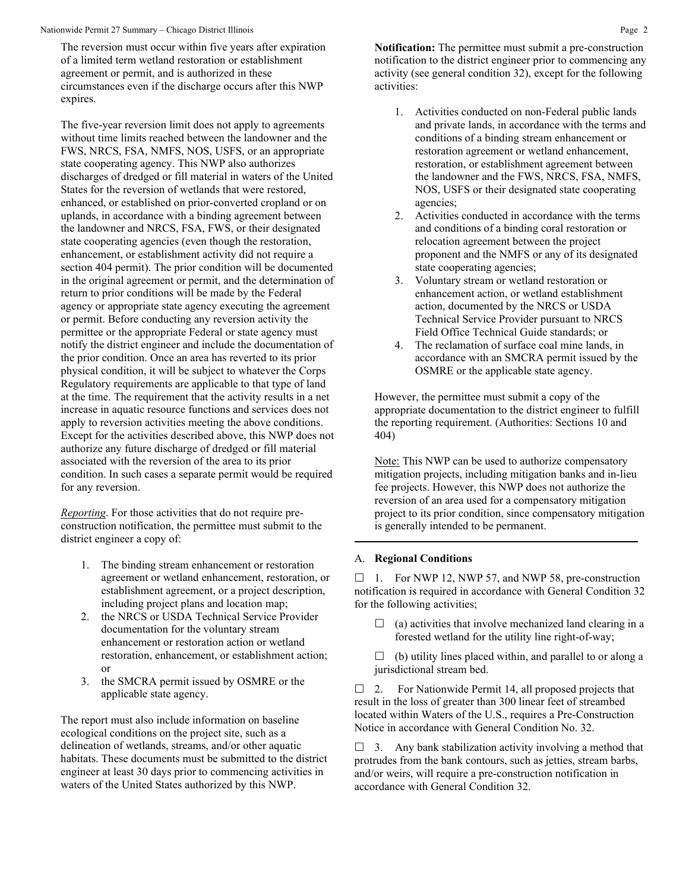The reversion must occur within five years after expiration of a limited term wetland restoration or establishment agreement or permit, and is authorized in these circumstances even if the discharge occurs after this NWP expires.

The five-year reversion limit does not apply to agreements without time limits reached between the landowner and the FWS, NRCS, FSA, NMFS, NOS, USFS, or an appropriate state cooperating agency. This NWP also authorizes discharges of dredged or fill material in waters of the United States for the reversion of wetlands that were restored, enhanced, or established on prior-converted cropland or on uplands, in accordance with a binding agreement between the landowner and NRCS, FSA, FWS, or their designated state cooperating agencies (even though the restoration, enhancement, or establishment activity did not require a section 404 permit). The prior condition will be documented in the original agreement or permit, and the determination of return to prior conditions will be made by the Federal agency or appropriate state agency executing the agreement or permit. Before conducting any reversion activity the permittee or the appropriate Federal or state agency must notify the district engineer and include the documentation of the prior condition. Once an area has reverted to its prior physical condition, it will be subject to whatever the Corps Regulatory requirements are applicable to that type of land at the time. The requirement that the activity results in a net increase in aquatic resource functions and services does not apply to reversion activities meeting the above conditions. Except for the activities described above, this NWP does not authorize any future discharge of dredged or fill material associated with the reversion of the area to its prior condition. In such cases a separate permit would be required for any reversion.

*Reporting*. For those activities that do not require pre-construction notification, the permittee must submit to the district engineer a copy of:

1. The binding stream enhancement or restoration agreement or wetland enhancement, restoration, or establishment agreement, or a project description, including project plans and location map;
2. the NRCS or USDA Technical Service Provider documentation for the voluntary stream enhancement or restoration action or wetland restoration, enhancement, or establishment action; or
3. the SMCRA permit issued by OSMRE or the applicable state agency.

The report must also include information on baseline ecological conditions on the project site, such as a delineation of wetlands, streams, and/or other aquatic habitats. These documents must be submitted to the district engineer at least 30 days prior to commencing activities in waters of the United States authorized by this NWP.

**Notification:** The permittee must submit a pre-construction notification to the district engineer prior to commencing any activity (see general condition 32), except for the following activities:

1. Activities conducted on non-Federal public lands and private lands, in accordance with the terms and conditions of a binding stream enhancement or restoration agreement or wetland enhancement, restoration, or establishment agreement between the landowner and the FWS, NRCS, FSA, NMFS, NOS, USFS or their designated state cooperating agencies;
2. Activities conducted in accordance with the terms and conditions of a binding coral restoration or relocation agreement between the project proponent and the NMFS or any of its designated state cooperating agencies;
3. Voluntary stream or wetland restoration or enhancement action, or wetland establishment action, documented by the NRCS or USDA Technical Service Provider pursuant to NRCS Field Office Technical Guide standards; or
4. The reclamation of surface coal mine lands, in accordance with an SMCRA permit issued by the OSMRE or the applicable state agency.

However, the permittee must submit a copy of the appropriate documentation to the district engineer to fulfill the reporting requirement. (Authorities: Sections 10 and 404)

Note: This NWP can be used to authorize compensatory mitigation projects, including mitigation banks and in-lieu fee projects. However, this NWP does not authorize the reversion of an area used for a compensatory mitigation project to its prior condition, since compensatory mitigation is generally intended to be permanent.

---

## A. Regional Conditions

☐ 1. For NWP 12, NWP 57, and NWP 58, pre-construction notification is required in accordance with General Condition 32 for the following activities;

☐ (a) activities that involve mechanized land clearing in a forested wetland for the utility line right-of-way;

☐ (b) utility lines placed within, and parallel to or along a jurisdictional stream bed.

☐ 2. For Nationwide Permit 14, all proposed projects that result in the loss of greater than 300 linear feet of streambed located within Waters of the U.S., requires a Pre-Construction Notice in accordance with General Condition No. 32.

☐ 3. Any bank stabilization activity involving a method that protrudes from the bank contours, such as jetties, stream barbs, and/or weirs, will require a pre-construction notification in accordance with General Condition 32.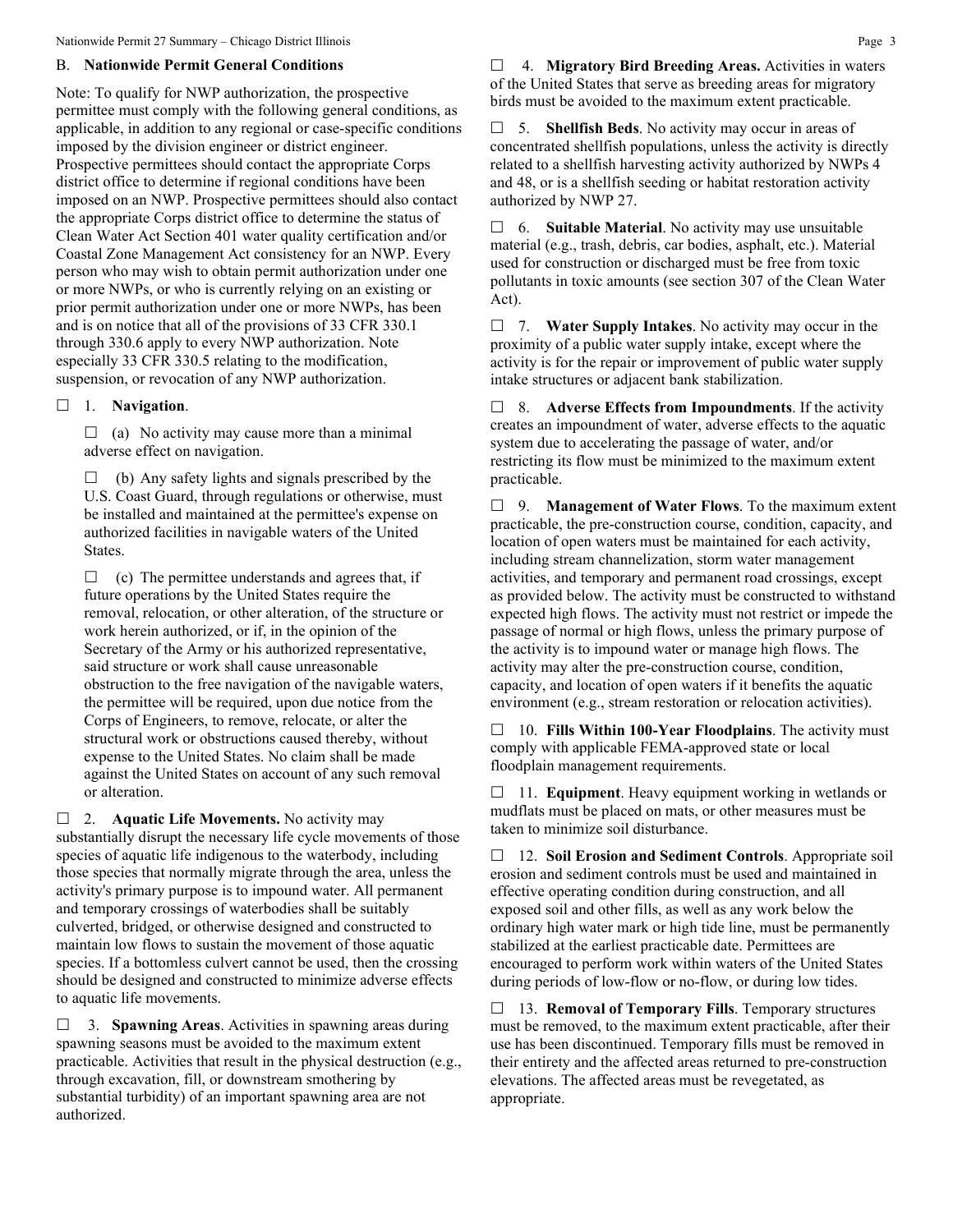## B. Nationwide Permit General Conditions

Note: To qualify for NWP authorization, the prospective permittee must comply with the following general conditions, as applicable, in addition to any regional or case-specific conditions imposed by the division engineer or district engineer. Prospective permittees should contact the appropriate Corps district office to determine if regional conditions have been imposed on an NWP. Prospective permittees should also contact the appropriate Corps district office to determine the status of Clean Water Act Section 401 water quality certification and/or Coastal Zone Management Act consistency for an NWP. Every person who may wish to obtain permit authorization under one or more NWPs, or who is currently relying on an existing or prior permit authorization under one or more NWPs, has been and is on notice that all of the provisions of 33 CFR 330.1 through 330.6 apply to every NWP authorization. Note especially 33 CFR 330.5 relating to the modification, suspension, or revocation of any NWP authorization.

☐ 1. **Navigation**.

☐ (a) No activity may cause more than a minimal adverse effect on navigation.

☐ (b) Any safety lights and signals prescribed by the U.S. Coast Guard, through regulations or otherwise, must be installed and maintained at the permittee's expense on authorized facilities in navigable waters of the United States.

☐ (c) The permittee understands and agrees that, if future operations by the United States require the removal, relocation, or other alteration, of the structure or work herein authorized, or if, in the opinion of the Secretary of the Army or his authorized representative, said structure or work shall cause unreasonable obstruction to the free navigation of the navigable waters, the permittee will be required, upon due notice from the Corps of Engineers, to remove, relocate, or alter the structural work or obstructions caused thereby, without expense to the United States. No claim shall be made against the United States on account of any such removal or alteration.

☐ 2. **Aquatic Life Movements.** No activity may substantially disrupt the necessary life cycle movements of those species of aquatic life indigenous to the waterbody, including those species that normally migrate through the area, unless the activity's primary purpose is to impound water. All permanent and temporary crossings of waterbodies shall be suitably culverted, bridged, or otherwise designed and constructed to maintain low flows to sustain the movement of those aquatic species. If a bottomless culvert cannot be used, then the crossing should be designed and constructed to minimize adverse effects to aquatic life movements.

☐ 3. **Spawning Areas**. Activities in spawning areas during spawning seasons must be avoided to the maximum extent practicable. Activities that result in the physical destruction (e.g., through excavation, fill, or downstream smothering by substantial turbidity) of an important spawning area are not authorized.

☐ 4. **Migratory Bird Breeding Areas.** Activities in waters of the United States that serve as breeding areas for migratory birds must be avoided to the maximum extent practicable.

☐ 5. **Shellfish Beds**. No activity may occur in areas of concentrated shellfish populations, unless the activity is directly related to a shellfish harvesting activity authorized by NWPs 4 and 48, or is a shellfish seeding or habitat restoration activity authorized by NWP 27.

☐ 6. **Suitable Material**. No activity may use unsuitable material (e.g., trash, debris, car bodies, asphalt, etc.). Material used for construction or discharged must be free from toxic pollutants in toxic amounts (see section 307 of the Clean Water Act).

☐ 7. **Water Supply Intakes**. No activity may occur in the proximity of a public water supply intake, except where the activity is for the repair or improvement of public water supply intake structures or adjacent bank stabilization.

☐ 8. **Adverse Effects from Impoundments**. If the activity creates an impoundment of water, adverse effects to the aquatic system due to accelerating the passage of water, and/or restricting its flow must be minimized to the maximum extent practicable.

☐ 9. **Management of Water Flows**. To the maximum extent practicable, the pre-construction course, condition, capacity, and location of open waters must be maintained for each activity, including stream channelization, storm water management activities, and temporary and permanent road crossings, except as provided below. The activity must be constructed to withstand expected high flows. The activity must not restrict or impede the passage of normal or high flows, unless the primary purpose of the activity is to impound water or manage high flows. The activity may alter the pre-construction course, condition, capacity, and location of open waters if it benefits the aquatic environment (e.g., stream restoration or relocation activities).

☐ 10. **Fills Within 100-Year Floodplains**. The activity must comply with applicable FEMA-approved state or local floodplain management requirements.

☐ 11. **Equipment**. Heavy equipment working in wetlands or mudflats must be placed on mats, or other measures must be taken to minimize soil disturbance.

☐ 12. **Soil Erosion and Sediment Controls**. Appropriate soil erosion and sediment controls must be used and maintained in effective operating condition during construction, and all exposed soil and other fills, as well as any work below the ordinary high water mark or high tide line, must be permanently stabilized at the earliest practicable date. Permittees are encouraged to perform work within waters of the United States during periods of low-flow or no-flow, or during low tides.

☐ 13. **Removal of Temporary Fills**. Temporary structures must be removed, to the maximum extent practicable, after their use has been discontinued. Temporary fills must be removed in their entirety and the affected areas returned to pre-construction elevations. The affected areas must be revegetated, as appropriate.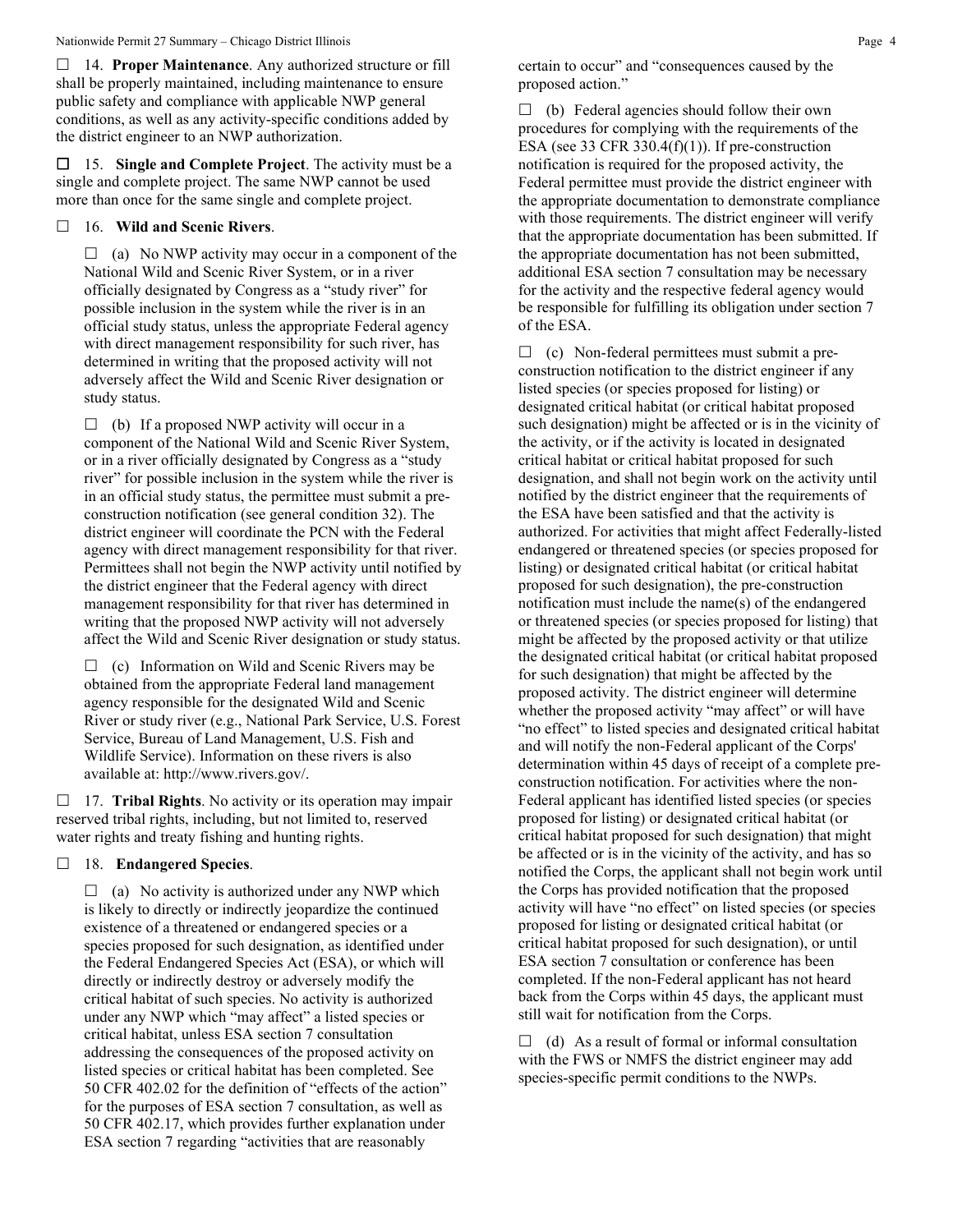☐ 14. **Proper Maintenance**. Any authorized structure or fill shall be properly maintained, including maintenance to ensure public safety and compliance with applicable NWP general conditions, as well as any activity-specific conditions added by the district engineer to an NWP authorization.

☐ 15. **Single and Complete Project**. The activity must be a single and complete project. The same NWP cannot be used more than once for the same single and complete project.

☐ 16. **Wild and Scenic Rivers**.

☐ (a) No NWP activity may occur in a component of the National Wild and Scenic River System, or in a river officially designated by Congress as a "study river" for possible inclusion in the system while the river is in an official study status, unless the appropriate Federal agency with direct management responsibility for such river, has determined in writing that the proposed activity will not adversely affect the Wild and Scenic River designation or study status.

☐ (b) If a proposed NWP activity will occur in a component of the National Wild and Scenic River System, or in a river officially designated by Congress as a "study river" for possible inclusion in the system while the river is in an official study status, the permittee must submit a pre-construction notification (see general condition 32). The district engineer will coordinate the PCN with the Federal agency with direct management responsibility for that river. Permittees shall not begin the NWP activity until notified by the district engineer that the Federal agency with direct management responsibility for that river has determined in writing that the proposed NWP activity will not adversely affect the Wild and Scenic River designation or study status.

☐ (c) Information on Wild and Scenic Rivers may be obtained from the appropriate Federal land management agency responsible for the designated Wild and Scenic River or study river (e.g., National Park Service, U.S. Forest Service, Bureau of Land Management, U.S. Fish and Wildlife Service). Information on these rivers is also available at: http://www.rivers.gov/.

☐ 17. **Tribal Rights**. No activity or its operation may impair reserved tribal rights, including, but not limited to, reserved water rights and treaty fishing and hunting rights.

☐ 18. **Endangered Species**.

☐ (a) No activity is authorized under any NWP which is likely to directly or indirectly jeopardize the continued existence of a threatened or endangered species or a species proposed for such designation, as identified under the Federal Endangered Species Act (ESA), or which will directly or indirectly destroy or adversely modify the critical habitat of such species. No activity is authorized under any NWP which "may affect" a listed species or critical habitat, unless ESA section 7 consultation addressing the consequences of the proposed activity on listed species or critical habitat has been completed. See 50 CFR 402.02 for the definition of "effects of the action" for the purposes of ESA section 7 consultation, as well as 50 CFR 402.17, which provides further explanation under ESA section 7 regarding "activities that are reasonably certain to occur" and "consequences caused by the proposed action."

☐ (b) Federal agencies should follow their own procedures for complying with the requirements of the ESA (see 33 CFR 330.4(f)(1)). If pre-construction notification is required for the proposed activity, the Federal permittee must provide the district engineer with the appropriate documentation to demonstrate compliance with those requirements. The district engineer will verify that the appropriate documentation has been submitted. If the appropriate documentation has not been submitted, additional ESA section 7 consultation may be necessary for the activity and the respective federal agency would be responsible for fulfilling its obligation under section 7 of the ESA.

☐ (c) Non-federal permittees must submit a pre-construction notification to the district engineer if any listed species (or species proposed for listing) or designated critical habitat (or critical habitat proposed such designation) might be affected or is in the vicinity of the activity, or if the activity is located in designated critical habitat or critical habitat proposed for such designation, and shall not begin work on the activity until notified by the district engineer that the requirements of the ESA have been satisfied and that the activity is authorized. For activities that might affect Federally-listed endangered or threatened species (or species proposed for listing) or designated critical habitat (or critical habitat proposed for such designation), the pre-construction notification must include the name(s) of the endangered or threatened species (or species proposed for listing) that might be affected by the proposed activity or that utilize the designated critical habitat (or critical habitat proposed for such designation) that might be affected by the proposed activity. The district engineer will determine whether the proposed activity "may affect" or will have "no effect" to listed species and designated critical habitat and will notify the non-Federal applicant of the Corps' determination within 45 days of receipt of a complete pre-construction notification. For activities where the non-Federal applicant has identified listed species (or species proposed for listing) or designated critical habitat (or critical habitat proposed for such designation) that might be affected or is in the vicinity of the activity, and has so notified the Corps, the applicant shall not begin work until the Corps has provided notification that the proposed activity will have "no effect" on listed species (or species proposed for listing or designated critical habitat (or critical habitat proposed for such designation), or until ESA section 7 consultation or conference has been completed. If the non-Federal applicant has not heard back from the Corps within 45 days, the applicant must still wait for notification from the Corps.

☐ (d) As a result of formal or informal consultation with the FWS or NMFS the district engineer may add species-specific permit conditions to the NWPs.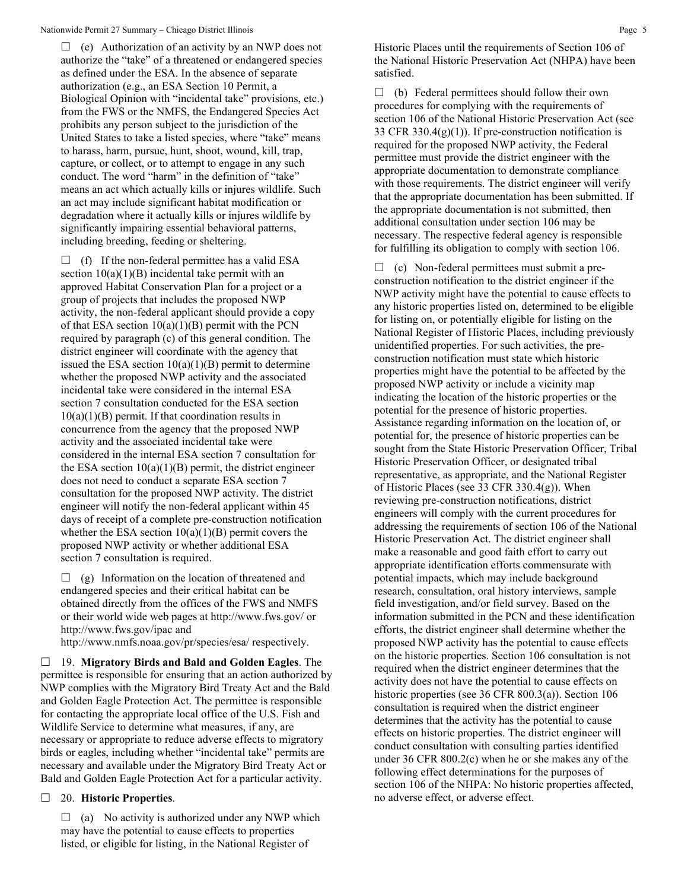☐ (e) Authorization of an activity by an NWP does not authorize the "take" of a threatened or endangered species as defined under the ESA. In the absence of separate authorization (e.g., an ESA Section 10 Permit, a Biological Opinion with "incidental take" provisions, etc.) from the FWS or the NMFS, the Endangered Species Act prohibits any person subject to the jurisdiction of the United States to take a listed species, where "take" means to harass, harm, pursue, hunt, shoot, wound, kill, trap, capture, or collect, or to attempt to engage in any such conduct. The word "harm" in the definition of "take" means an act which actually kills or injures wildlife. Such an act may include significant habitat modification or degradation where it actually kills or injures wildlife by significantly impairing essential behavioral patterns, including breeding, feeding or sheltering.

☐ (f) If the non-federal permittee has a valid ESA section 10(a)(1)(B) incidental take permit with an approved Habitat Conservation Plan for a project or a group of projects that includes the proposed NWP activity, the non-federal applicant should provide a copy of that ESA section 10(a)(1)(B) permit with the PCN required by paragraph (c) of this general condition. The district engineer will coordinate with the agency that issued the ESA section 10(a)(1)(B) permit to determine whether the proposed NWP activity and the associated incidental take were considered in the internal ESA section 7 consultation conducted for the ESA section 10(a)(1)(B) permit. If that coordination results in concurrence from the agency that the proposed NWP activity and the associated incidental take were considered in the internal ESA section 7 consultation for the ESA section 10(a)(1)(B) permit, the district engineer does not need to conduct a separate ESA section 7 consultation for the proposed NWP activity. The district engineer will notify the non-federal applicant within 45 days of receipt of a complete pre-construction notification whether the ESA section 10(a)(1)(B) permit covers the proposed NWP activity or whether additional ESA section 7 consultation is required.

☐ (g) Information on the location of threatened and endangered species and their critical habitat can be obtained directly from the offices of the FWS and NMFS or their world wide web pages at http://www.fws.gov/ or http://www.fws.gov/ipac and http://www.nmfs.noaa.gov/pr/species/esa/ respectively.

☐ 19. **Migratory Birds and Bald and Golden Eagles**. The permittee is responsible for ensuring that an action authorized by NWP complies with the Migratory Bird Treaty Act and the Bald and Golden Eagle Protection Act. The permittee is responsible for contacting the appropriate local office of the U.S. Fish and Wildlife Service to determine what measures, if any, are necessary or appropriate to reduce adverse effects to migratory birds or eagles, including whether "incidental take" permits are necessary and available under the Migratory Bird Treaty Act or Bald and Golden Eagle Protection Act for a particular activity.

☐ 20. **Historic Properties**.

☐ (a) No activity is authorized under any NWP which may have the potential to cause effects to properties listed, or eligible for listing, in the National Register of Historic Places until the requirements of Section 106 of the National Historic Preservation Act (NHPA) have been satisfied.

☐ (b) Federal permittees should follow their own procedures for complying with the requirements of section 106 of the National Historic Preservation Act (see 33 CFR 330.4(g)(1)). If pre-construction notification is required for the proposed NWP activity, the Federal permittee must provide the district engineer with the appropriate documentation to demonstrate compliance with those requirements. The district engineer will verify that the appropriate documentation has been submitted. If the appropriate documentation is not submitted, then additional consultation under section 106 may be necessary. The respective federal agency is responsible for fulfilling its obligation to comply with section 106.

☐ (c) Non-federal permittees must submit a pre-construction notification to the district engineer if the NWP activity might have the potential to cause effects to any historic properties listed on, determined to be eligible for listing on, or potentially eligible for listing on the National Register of Historic Places, including previously unidentified properties. For such activities, the pre-construction notification must state which historic properties might have the potential to be affected by the proposed NWP activity or include a vicinity map indicating the location of the historic properties or the potential for the presence of historic properties. Assistance regarding information on the location of, or potential for, the presence of historic properties can be sought from the State Historic Preservation Officer, Tribal Historic Preservation Officer, or designated tribal representative, as appropriate, and the National Register of Historic Places (see 33 CFR 330.4(g)). When reviewing pre-construction notifications, district engineers will comply with the current procedures for addressing the requirements of section 106 of the National Historic Preservation Act. The district engineer shall make a reasonable and good faith effort to carry out appropriate identification efforts commensurate with potential impacts, which may include background research, consultation, oral history interviews, sample field investigation, and/or field survey. Based on the information submitted in the PCN and these identification efforts, the district engineer shall determine whether the proposed NWP activity has the potential to cause effects on the historic properties. Section 106 consultation is not required when the district engineer determines that the activity does not have the potential to cause effects on historic properties (see 36 CFR 800.3(a)). Section 106 consultation is required when the district engineer determines that the activity has the potential to cause effects on historic properties. The district engineer will conduct consultation with consulting parties identified under 36 CFR 800.2(c) when he or she makes any of the following effect determinations for the purposes of section 106 of the NHPA: No historic properties affected, no adverse effect, or adverse effect.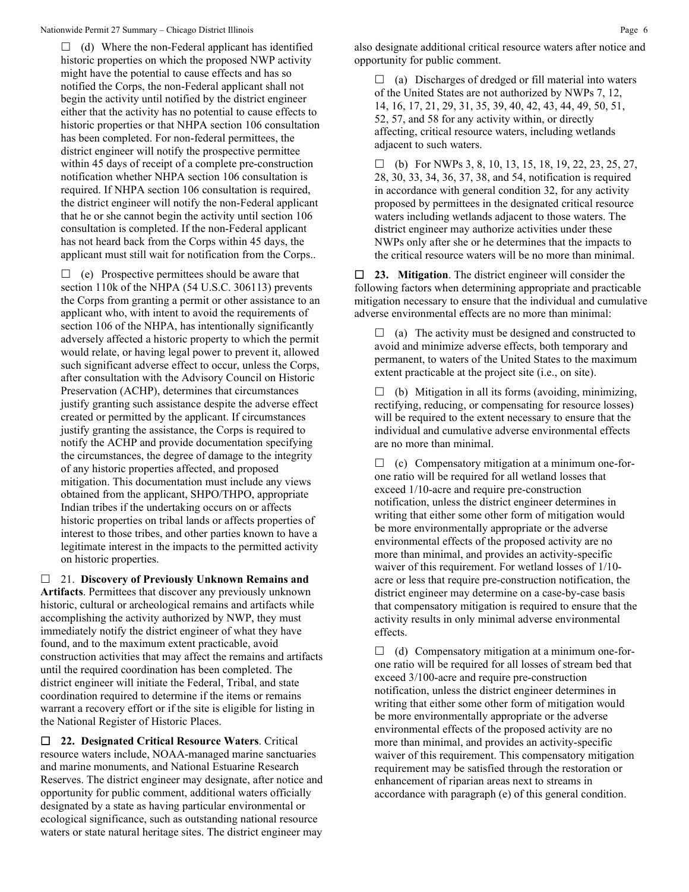☐ (d) Where the non-Federal applicant has identified historic properties on which the proposed NWP activity might have the potential to cause effects and has so notified the Corps, the non-Federal applicant shall not begin the activity until notified by the district engineer either that the activity has no potential to cause effects to historic properties or that NHPA section 106 consultation has been completed. For non-federal permittees, the district engineer will notify the prospective permittee within 45 days of receipt of a complete pre-construction notification whether NHPA section 106 consultation is required. If NHPA section 106 consultation is required, the district engineer will notify the non-Federal applicant that he or she cannot begin the activity until section 106 consultation is completed. If the non-Federal applicant has not heard back from the Corps within 45 days, the applicant must still wait for notification from the Corps..

☐ (e) Prospective permittees should be aware that section 110k of the NHPA (54 U.S.C. 306113) prevents the Corps from granting a permit or other assistance to an applicant who, with intent to avoid the requirements of section 106 of the NHPA, has intentionally significantly adversely affected a historic property to which the permit would relate, or having legal power to prevent it, allowed such significant adverse effect to occur, unless the Corps, after consultation with the Advisory Council on Historic Preservation (ACHP), determines that circumstances justify granting such assistance despite the adverse effect created or permitted by the applicant. If circumstances justify granting the assistance, the Corps is required to notify the ACHP and provide documentation specifying the circumstances, the degree of damage to the integrity of any historic properties affected, and proposed mitigation. This documentation must include any views obtained from the applicant, SHPO/THPO, appropriate Indian tribes if the undertaking occurs on or affects historic properties on tribal lands or affects properties of interest to those tribes, and other parties known to have a legitimate interest in the impacts to the permitted activity on historic properties.

☐ 21. **Discovery of Previously Unknown Remains and Artifacts**. Permittees that discover any previously unknown historic, cultural or archeological remains and artifacts while accomplishing the activity authorized by NWP, they must immediately notify the district engineer of what they have found, and to the maximum extent practicable, avoid construction activities that may affect the remains and artifacts until the required coordination has been completed. The district engineer will initiate the Federal, Tribal, and state coordination required to determine if the items or remains warrant a recovery effort or if the site is eligible for listing in the National Register of Historic Places.

☐ **22. Designated Critical Resource Waters**. Critical resource waters include, NOAA-managed marine sanctuaries and marine monuments, and National Estuarine Research Reserves. The district engineer may designate, after notice and opportunity for public comment, additional waters officially designated by a state as having particular environmental or ecological significance, such as outstanding national resource waters or state natural heritage sites. The district engineer may also designate additional critical resource waters after notice and opportunity for public comment.

☐ (a) Discharges of dredged or fill material into waters of the United States are not authorized by NWPs 7, 12, 14, 16, 17, 21, 29, 31, 35, 39, 40, 42, 43, 44, 49, 50, 51, 52, 57, and 58 for any activity within, or directly affecting, critical resource waters, including wetlands adjacent to such waters.

☐ (b) For NWPs 3, 8, 10, 13, 15, 18, 19, 22, 23, 25, 27, 28, 30, 33, 34, 36, 37, 38, and 54, notification is required in accordance with general condition 32, for any activity proposed by permittees in the designated critical resource waters including wetlands adjacent to those waters. The district engineer may authorize activities under these NWPs only after she or he determines that the impacts to the critical resource waters will be no more than minimal.

☐ **23. Mitigation**. The district engineer will consider the following factors when determining appropriate and practicable mitigation necessary to ensure that the individual and cumulative adverse environmental effects are no more than minimal:

☐ (a) The activity must be designed and constructed to avoid and minimize adverse effects, both temporary and permanent, to waters of the United States to the maximum extent practicable at the project site (i.e., on site).

☐ (b) Mitigation in all its forms (avoiding, minimizing, rectifying, reducing, or compensating for resource losses) will be required to the extent necessary to ensure that the individual and cumulative adverse environmental effects are no more than minimal.

☐ (c) Compensatory mitigation at a minimum one-for-one ratio will be required for all wetland losses that exceed 1/10-acre and require pre-construction notification, unless the district engineer determines in writing that either some other form of mitigation would be more environmentally appropriate or the adverse environmental effects of the proposed activity are no more than minimal, and provides an activity-specific waiver of this requirement. For wetland losses of 1/10-acre or less that require pre-construction notification, the district engineer may determine on a case-by-case basis that compensatory mitigation is required to ensure that the activity results in only minimal adverse environmental effects.

☐ (d) Compensatory mitigation at a minimum one-for-one ratio will be required for all losses of stream bed that exceed 3/100-acre and require pre-construction notification, unless the district engineer determines in writing that either some other form of mitigation would be more environmentally appropriate or the adverse environmental effects of the proposed activity are no more than minimal, and provides an activity-specific waiver of this requirement. This compensatory mitigation requirement may be satisfied through the restoration or enhancement of riparian areas next to streams in accordance with paragraph (e) of this general condition.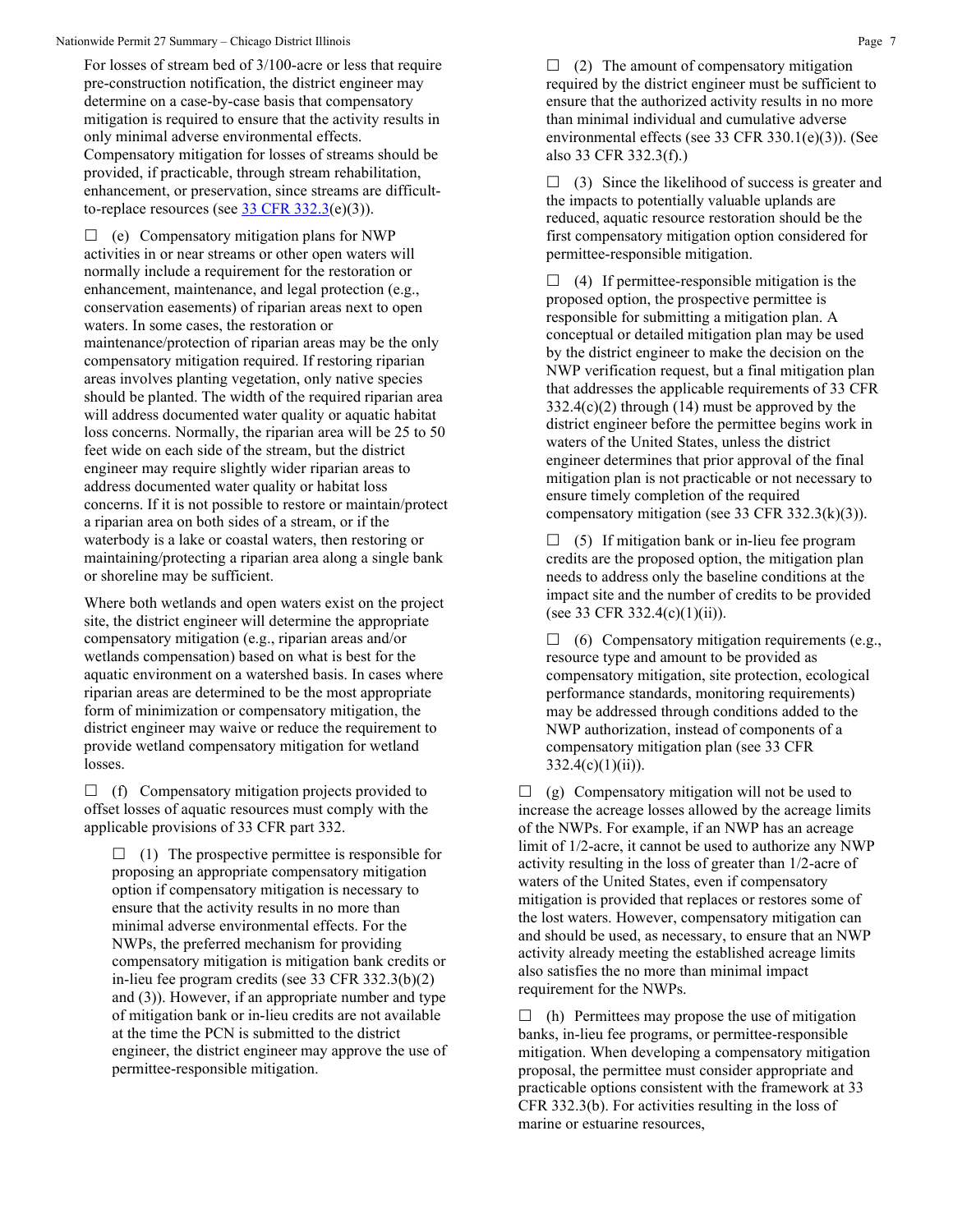For losses of stream bed of 3/100-acre or less that require pre-construction notification, the district engineer may determine on a case-by-case basis that compensatory mitigation is required to ensure that the activity results in only minimal adverse environmental effects. Compensatory mitigation for losses of streams should be provided, if practicable, through stream rehabilitation, enhancement, or preservation, since streams are difficult-to-replace resources (see [33 CFR 332.3](e)(3)).

☐ (e) Compensatory mitigation plans for NWP activities in or near streams or other open waters will normally include a requirement for the restoration or enhancement, maintenance, and legal protection (e.g., conservation easements) of riparian areas next to open waters. In some cases, the restoration or maintenance/protection of riparian areas may be the only compensatory mitigation required. If restoring riparian areas involves planting vegetation, only native species should be planted. The width of the required riparian area will address documented water quality or aquatic habitat loss concerns. Normally, the riparian area will be 25 to 50 feet wide on each side of the stream, but the district engineer may require slightly wider riparian areas to address documented water quality or habitat loss concerns. If it is not possible to restore or maintain/protect a riparian area on both sides of a stream, or if the waterbody is a lake or coastal waters, then restoring or maintaining/protecting a riparian area along a single bank or shoreline may be sufficient.

Where both wetlands and open waters exist on the project site, the district engineer will determine the appropriate compensatory mitigation (e.g., riparian areas and/or wetlands compensation) based on what is best for the aquatic environment on a watershed basis. In cases where riparian areas are determined to be the most appropriate form of minimization or compensatory mitigation, the district engineer may waive or reduce the requirement to provide wetland compensatory mitigation for wetland losses.

☐ (f) Compensatory mitigation projects provided to offset losses of aquatic resources must comply with the applicable provisions of 33 CFR part 332.

☐ (1) The prospective permittee is responsible for proposing an appropriate compensatory mitigation option if compensatory mitigation is necessary to ensure that the activity results in no more than minimal adverse environmental effects. For the NWPs, the preferred mechanism for providing compensatory mitigation is mitigation bank credits or in-lieu fee program credits (see 33 CFR 332.3(b)(2) and (3)). However, if an appropriate number and type of mitigation bank or in-lieu credits are not available at the time the PCN is submitted to the district engineer, the district engineer may approve the use of permittee-responsible mitigation.

☐ (2) The amount of compensatory mitigation required by the district engineer must be sufficient to ensure that the authorized activity results in no more than minimal individual and cumulative adverse environmental effects (see 33 CFR 330.1(e)(3)). (See also 33 CFR 332.3(f).)

☐ (3) Since the likelihood of success is greater and the impacts to potentially valuable uplands are reduced, aquatic resource restoration should be the first compensatory mitigation option considered for permittee-responsible mitigation.

☐ (4) If permittee-responsible mitigation is the proposed option, the prospective permittee is responsible for submitting a mitigation plan. A conceptual or detailed mitigation plan may be used by the district engineer to make the decision on the NWP verification request, but a final mitigation plan that addresses the applicable requirements of 33 CFR 332.4(c)(2) through (14) must be approved by the district engineer before the permittee begins work in waters of the United States, unless the district engineer determines that prior approval of the final mitigation plan is not practicable or not necessary to ensure timely completion of the required compensatory mitigation (see 33 CFR 332.3(k)(3)).

☐ (5) If mitigation bank or in-lieu fee program credits are the proposed option, the mitigation plan needs to address only the baseline conditions at the impact site and the number of credits to be provided (see 33 CFR 332.4(c)(1)(ii)).

☐ (6) Compensatory mitigation requirements (e.g., resource type and amount to be provided as compensatory mitigation, site protection, ecological performance standards, monitoring requirements) may be addressed through conditions added to the NWP authorization, instead of components of a compensatory mitigation plan (see 33 CFR 332.4(c)(1)(ii)).

☐ (g) Compensatory mitigation will not be used to increase the acreage losses allowed by the acreage limits of the NWPs. For example, if an NWP has an acreage limit of 1/2-acre, it cannot be used to authorize any NWP activity resulting in the loss of greater than 1/2-acre of waters of the United States, even if compensatory mitigation is provided that replaces or restores some of the lost waters. However, compensatory mitigation can and should be used, as necessary, to ensure that an NWP activity already meeting the established acreage limits also satisfies the no more than minimal impact requirement for the NWPs.

☐ (h) Permittees may propose the use of mitigation banks, in-lieu fee programs, or permittee-responsible mitigation. When developing a compensatory mitigation proposal, the permittee must consider appropriate and practicable options consistent with the framework at 33 CFR 332.3(b). For activities resulting in the loss of marine or estuarine resources,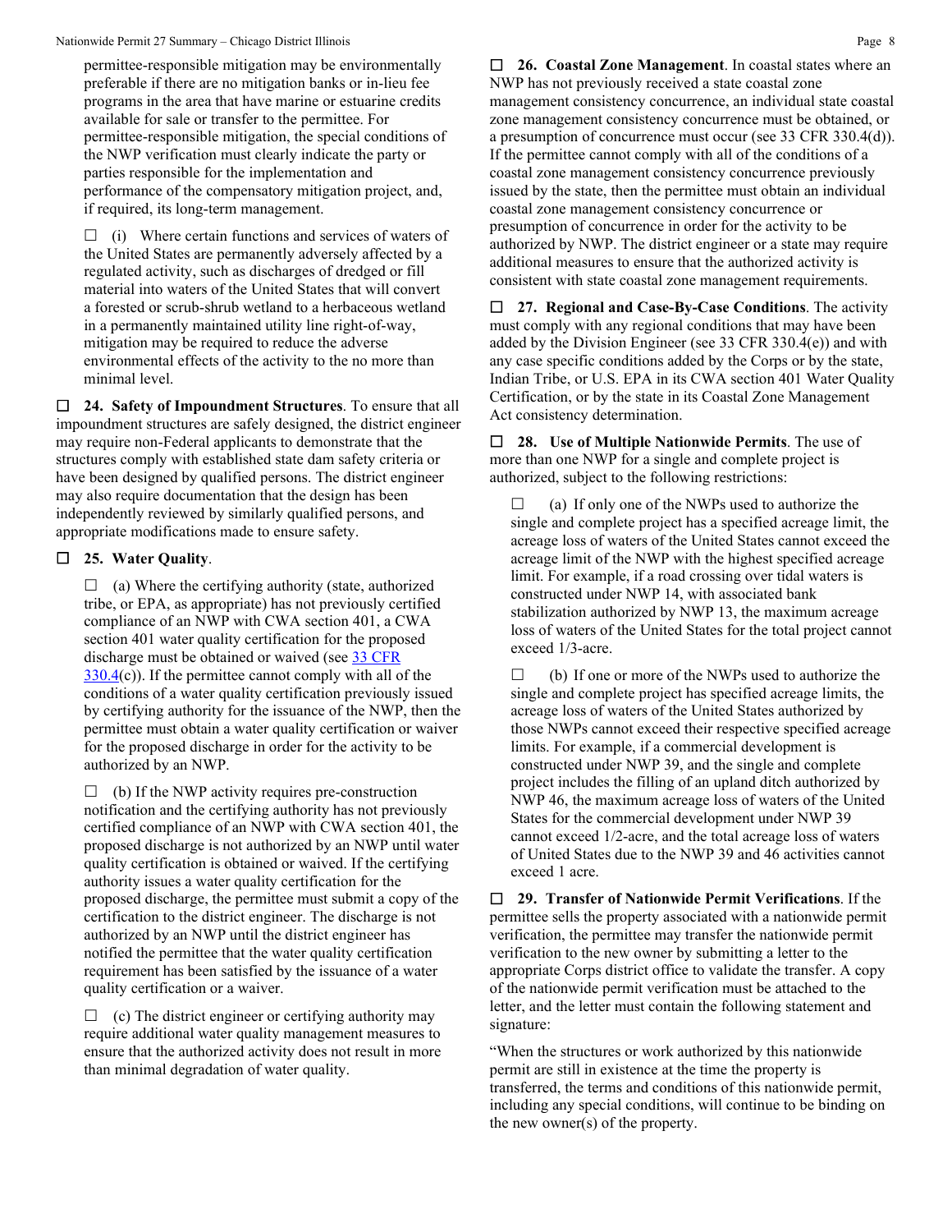permittee-responsible mitigation may be environmentally preferable if there are no mitigation banks or in-lieu fee programs in the area that have marine or estuarine credits available for sale or transfer to the permittee. For permittee-responsible mitigation, the special conditions of the NWP verification must clearly indicate the party or parties responsible for the implementation and performance of the compensatory mitigation project, and, if required, its long-term management.

☐ (i) Where certain functions and services of waters of the United States are permanently adversely affected by a regulated activity, such as discharges of dredged or fill material into waters of the United States that will convert a forested or scrub-shrub wetland to a herbaceous wetland in a permanently maintained utility line right-of-way, mitigation may be required to reduce the adverse environmental effects of the activity to the no more than minimal level.

☐ **24. Safety of Impoundment Structures**. To ensure that all impoundment structures are safely designed, the district engineer may require non-Federal applicants to demonstrate that the structures comply with established state dam safety criteria or have been designed by qualified persons. The district engineer may also require documentation that the design has been independently reviewed by similarly qualified persons, and appropriate modifications made to ensure safety.

☐ **25. Water Quality**.

☐ (a) Where the certifying authority (state, authorized tribe, or EPA, as appropriate) has not previously certified compliance of an NWP with CWA section 401, a CWA section 401 water quality certification for the proposed discharge must be obtained or waived (see 33 CFR 330.4(c)). If the permittee cannot comply with all of the conditions of a water quality certification previously issued by certifying authority for the issuance of the NWP, then the permittee must obtain a water quality certification or waiver for the proposed discharge in order for the activity to be authorized by an NWP.

☐ (b) If the NWP activity requires pre-construction notification and the certifying authority has not previously certified compliance of an NWP with CWA section 401, the proposed discharge is not authorized by an NWP until water quality certification is obtained or waived. If the certifying authority issues a water quality certification for the proposed discharge, the permittee must submit a copy of the certification to the district engineer. The discharge is not authorized by an NWP until the district engineer has notified the permittee that the water quality certification requirement has been satisfied by the issuance of a water quality certification or a waiver.

☐ (c) The district engineer or certifying authority may require additional water quality management measures to ensure that the authorized activity does not result in more than minimal degradation of water quality.

☐ **26. Coastal Zone Management**. In coastal states where an NWP has not previously received a state coastal zone management consistency concurrence, an individual state coastal zone management consistency concurrence must be obtained, or a presumption of concurrence must occur (see 33 CFR 330.4(d)). If the permittee cannot comply with all of the conditions of a coastal zone management consistency concurrence previously issued by the state, then the permittee must obtain an individual coastal zone management consistency concurrence or presumption of concurrence in order for the activity to be authorized by NWP. The district engineer or a state may require additional measures to ensure that the authorized activity is consistent with state coastal zone management requirements.

☐ **27. Regional and Case-By-Case Conditions**. The activity must comply with any regional conditions that may have been added by the Division Engineer (see 33 CFR 330.4(e)) and with any case specific conditions added by the Corps or by the state, Indian Tribe, or U.S. EPA in its CWA section 401 Water Quality Certification, or by the state in its Coastal Zone Management Act consistency determination.

☐ **28. Use of Multiple Nationwide Permits**. The use of more than one NWP for a single and complete project is authorized, subject to the following restrictions:

☐ (a) If only one of the NWPs used to authorize the single and complete project has a specified acreage limit, the acreage loss of waters of the United States cannot exceed the acreage limit of the NWP with the highest specified acreage limit. For example, if a road crossing over tidal waters is constructed under NWP 14, with associated bank stabilization authorized by NWP 13, the maximum acreage loss of waters of the United States for the total project cannot exceed 1/3-acre.

☐ (b) If one or more of the NWPs used to authorize the single and complete project has specified acreage limits, the acreage loss of waters of the United States authorized by those NWPs cannot exceed their respective specified acreage limits. For example, if a commercial development is constructed under NWP 39, and the single and complete project includes the filling of an upland ditch authorized by NWP 46, the maximum acreage loss of waters of the United States for the commercial development under NWP 39 cannot exceed 1/2-acre, and the total acreage loss of waters of United States due to the NWP 39 and 46 activities cannot exceed 1 acre.

☐ **29. Transfer of Nationwide Permit Verifications**. If the permittee sells the property associated with a nationwide permit verification, the permittee may transfer the nationwide permit verification to the new owner by submitting a letter to the appropriate Corps district office to validate the transfer. A copy of the nationwide permit verification must be attached to the letter, and the letter must contain the following statement and signature:

"When the structures or work authorized by this nationwide permit are still in existence at the time the property is transferred, the terms and conditions of this nationwide permit, including any special conditions, will continue to be binding on the new owner(s) of the property.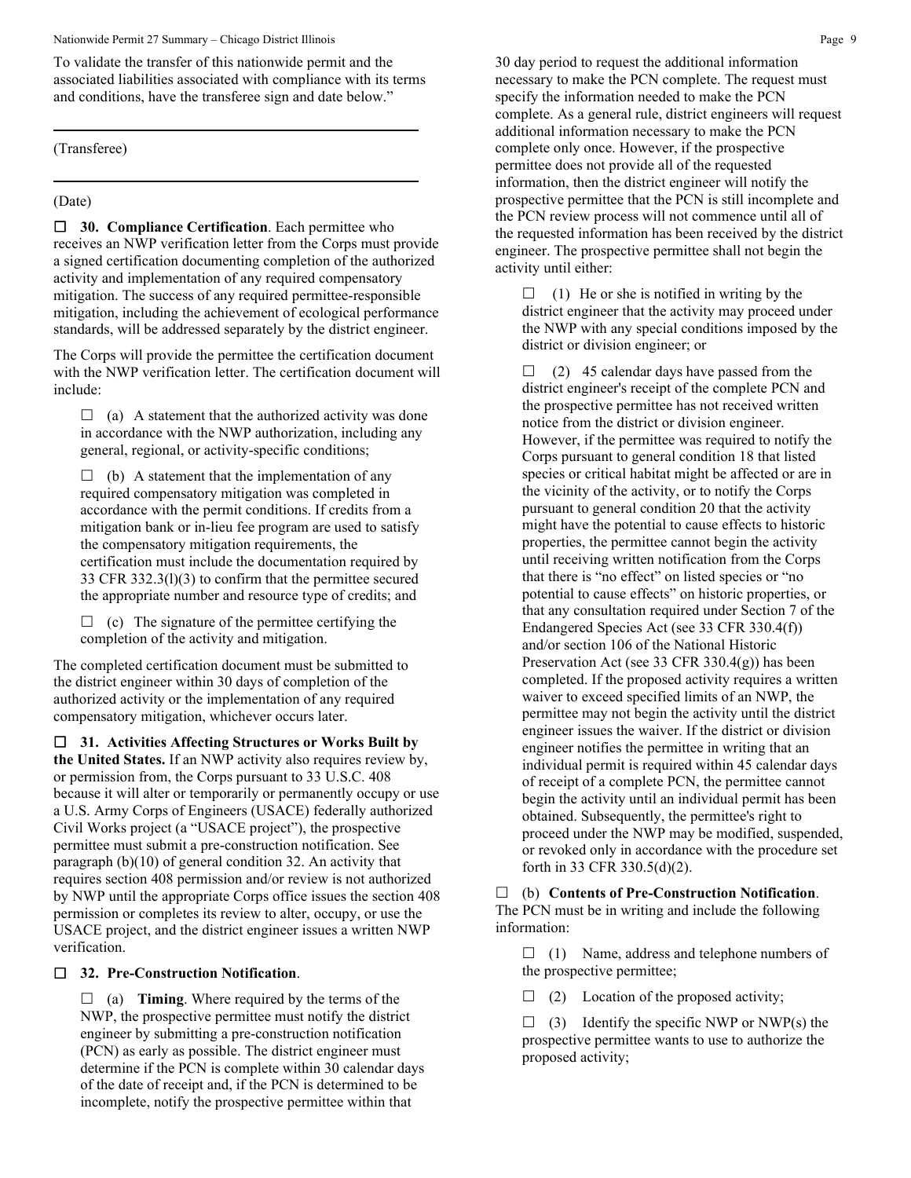To validate the transfer of this nationwide permit and the associated liabilities associated with compliance with its terms and conditions, have the transferee sign and date below."

---

(Transferee)

---

(Date)

☐ **30. Compliance Certification**. Each permittee who receives an NWP verification letter from the Corps must provide a signed certification documenting completion of the authorized activity and implementation of any required compensatory mitigation. The success of any required permittee-responsible mitigation, including the achievement of ecological performance standards, will be addressed separately by the district engineer.

The Corps will provide the permittee the certification document with the NWP verification letter. The certification document will include:

☐ (a) A statement that the authorized activity was done in accordance with the NWP authorization, including any general, regional, or activity-specific conditions;

☐ (b) A statement that the implementation of any required compensatory mitigation was completed in accordance with the permit conditions. If credits from a mitigation bank or in-lieu fee program are used to satisfy the compensatory mitigation requirements, the certification must include the documentation required by 33 CFR 332.3(l)(3) to confirm that the permittee secured the appropriate number and resource type of credits; and

☐ (c) The signature of the permittee certifying the completion of the activity and mitigation.

The completed certification document must be submitted to the district engineer within 30 days of completion of the authorized activity or the implementation of any required compensatory mitigation, whichever occurs later.

☐ **31. Activities Affecting Structures or Works Built by the United States.** If an NWP activity also requires review by, or permission from, the Corps pursuant to 33 U.S.C. 408 because it will alter or temporarily or permanently occupy or use a U.S. Army Corps of Engineers (USACE) federally authorized Civil Works project (a "USACE project"), the prospective permittee must submit a pre-construction notification. See paragraph (b)(10) of general condition 32. An activity that requires section 408 permission and/or review is not authorized by NWP until the appropriate Corps office issues the section 408 permission or completes its review to alter, occupy, or use the USACE project, and the district engineer issues a written NWP verification.

☐ **32. Pre-Construction Notification**.

☐ (a) **Timing**. Where required by the terms of the NWP, the prospective permittee must notify the district engineer by submitting a pre-construction notification (PCN) as early as possible. The district engineer must determine if the PCN is complete within 30 calendar days of the date of receipt and, if the PCN is determined to be incomplete, notify the prospective permittee within that 30 day period to request the additional information necessary to make the PCN complete. The request must specify the information needed to make the PCN complete. As a general rule, district engineers will request additional information necessary to make the PCN complete only once. However, if the prospective permittee does not provide all of the requested information, then the district engineer will notify the prospective permittee that the PCN is still incomplete and the PCN review process will not commence until all of the requested information has been received by the district engineer. The prospective permittee shall not begin the activity until either:

☐ (1) He or she is notified in writing by the district engineer that the activity may proceed under the NWP with any special conditions imposed by the district or division engineer; or

☐ (2) 45 calendar days have passed from the district engineer's receipt of the complete PCN and the prospective permittee has not received written notice from the district or division engineer. However, if the permittee was required to notify the Corps pursuant to general condition 18 that listed species or critical habitat might be affected or are in the vicinity of the activity, or to notify the Corps pursuant to general condition 20 that the activity might have the potential to cause effects to historic properties, the permittee cannot begin the activity until receiving written notification from the Corps that there is "no effect" on listed species or "no potential to cause effects" on historic properties, or that any consultation required under Section 7 of the Endangered Species Act (see 33 CFR 330.4(f)) and/or section 106 of the National Historic Preservation Act (see 33 CFR 330.4(g)) has been completed. If the proposed activity requires a written waiver to exceed specified limits of an NWP, the permittee may not begin the activity until the district engineer issues the waiver. If the district or division engineer notifies the permittee in writing that an individual permit is required within 45 calendar days of receipt of a complete PCN, the permittee cannot begin the activity until an individual permit has been obtained. Subsequently, the permittee's right to proceed under the NWP may be modified, suspended, or revoked only in accordance with the procedure set forth in 33 CFR 330.5(d)(2).

☐ (b) **Contents of Pre-Construction Notification**. The PCN must be in writing and include the following information:

☐ (1) Name, address and telephone numbers of the prospective permittee;

☐ (2) Location of the proposed activity;

☐ (3) Identify the specific NWP or NWP(s) the prospective permittee wants to use to authorize the proposed activity;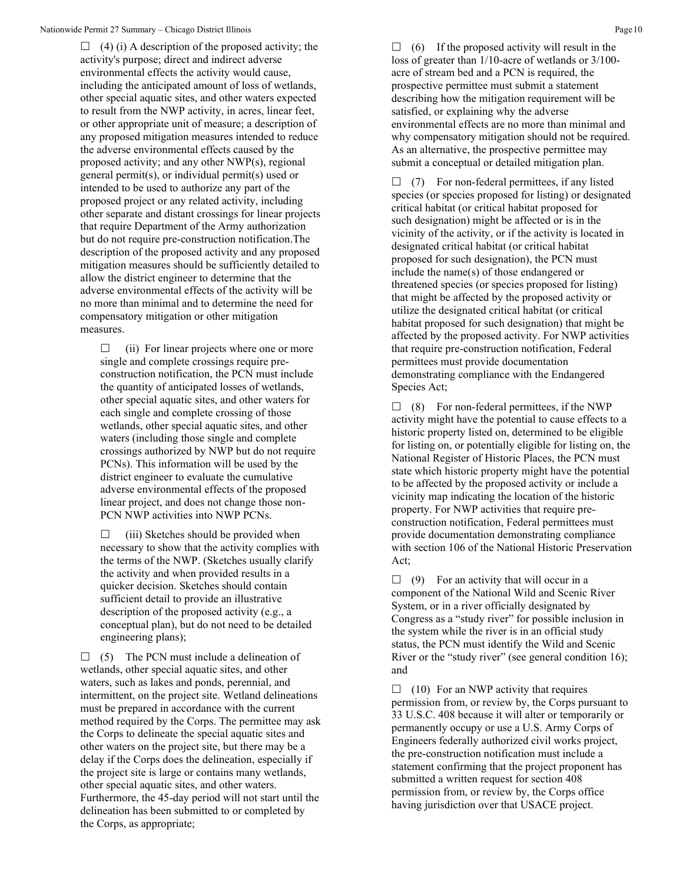☐ (4) (i) A description of the proposed activity; the activity's purpose; direct and indirect adverse environmental effects the activity would cause, including the anticipated amount of loss of wetlands, other special aquatic sites, and other waters expected to result from the NWP activity, in acres, linear feet, or other appropriate unit of measure; a description of any proposed mitigation measures intended to reduce the adverse environmental effects caused by the proposed activity; and any other NWP(s), regional general permit(s), or individual permit(s) used or intended to be used to authorize any part of the proposed project or any related activity, including other separate and distant crossings for linear projects that require Department of the Army authorization but do not require pre-construction notification.The description of the proposed activity and any proposed mitigation measures should be sufficiently detailed to allow the district engineer to determine that the adverse environmental effects of the activity will be no more than minimal and to determine the need for compensatory mitigation or other mitigation measures.

☐ (ii) For linear projects where one or more single and complete crossings require pre-construction notification, the PCN must include the quantity of anticipated losses of wetlands, other special aquatic sites, and other waters for each single and complete crossing of those wetlands, other special aquatic sites, and other waters (including those single and complete crossings authorized by NWP but do not require PCNs). This information will be used by the district engineer to evaluate the cumulative adverse environmental effects of the proposed linear project, and does not change those non-PCN NWP activities into NWP PCNs.

☐ (iii) Sketches should be provided when necessary to show that the activity complies with the terms of the NWP. (Sketches usually clarify the activity and when provided results in a quicker decision. Sketches should contain sufficient detail to provide an illustrative description of the proposed activity (e.g., a conceptual plan), but do not need to be detailed engineering plans);

☐ (5) The PCN must include a delineation of wetlands, other special aquatic sites, and other waters, such as lakes and ponds, perennial, and intermittent, on the project site. Wetland delineations must be prepared in accordance with the current method required by the Corps. The permittee may ask the Corps to delineate the special aquatic sites and other waters on the project site, but there may be a delay if the Corps does the delineation, especially if the project site is large or contains many wetlands, other special aquatic sites, and other waters. Furthermore, the 45-day period will not start until the delineation has been submitted to or completed by the Corps, as appropriate;

☐ (6) If the proposed activity will result in the loss of greater than 1/10-acre of wetlands or 3/100-acre of stream bed and a PCN is required, the prospective permittee must submit a statement describing how the mitigation requirement will be satisfied, or explaining why the adverse environmental effects are no more than minimal and why compensatory mitigation should not be required. As an alternative, the prospective permittee may submit a conceptual or detailed mitigation plan.

☐ (7) For non-federal permittees, if any listed species (or species proposed for listing) or designated critical habitat (or critical habitat proposed for such designation) might be affected or is in the vicinity of the activity, or if the activity is located in designated critical habitat (or critical habitat proposed for such designation), the PCN must include the name(s) of those endangered or threatened species (or species proposed for listing) that might be affected by the proposed activity or utilize the designated critical habitat (or critical habitat proposed for such designation) that might be affected by the proposed activity. For NWP activities that require pre-construction notification, Federal permittees must provide documentation demonstrating compliance with the Endangered Species Act;

☐ (8) For non-federal permittees, if the NWP activity might have the potential to cause effects to a historic property listed on, determined to be eligible for listing on, or potentially eligible for listing on, the National Register of Historic Places, the PCN must state which historic property might have the potential to be affected by the proposed activity or include a vicinity map indicating the location of the historic property. For NWP activities that require pre-construction notification, Federal permittees must provide documentation demonstrating compliance with section 106 of the National Historic Preservation Act;

☐ (9) For an activity that will occur in a component of the National Wild and Scenic River System, or in a river officially designated by Congress as a "study river" for possible inclusion in the system while the river is in an official study status, the PCN must identify the Wild and Scenic River or the "study river" (see general condition 16); and

☐ (10) For an NWP activity that requires permission from, or review by, the Corps pursuant to 33 U.S.C. 408 because it will alter or temporarily or permanently occupy or use a U.S. Army Corps of Engineers federally authorized civil works project, the pre-construction notification must include a statement confirming that the project proponent has submitted a written request for section 408 permission from, or review by, the Corps office having jurisdiction over that USACE project.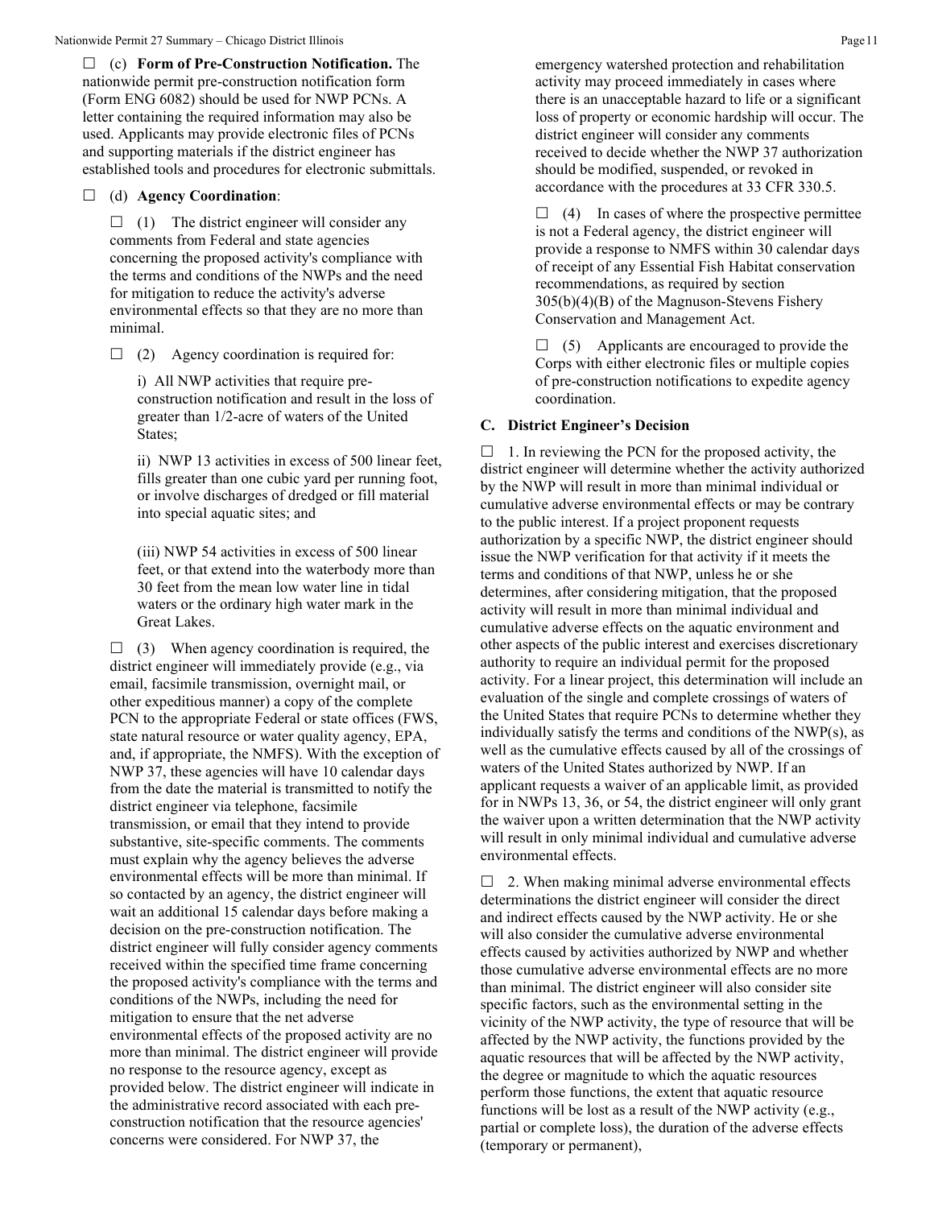☐ (c) **Form of Pre-Construction Notification.** The nationwide permit pre-construction notification form (Form ENG 6082) should be used for NWP PCNs. A letter containing the required information may also be used. Applicants may provide electronic files of PCNs and supporting materials if the district engineer has established tools and procedures for electronic submittals.

☐ (d) **Agency Coordination**:

☐ (1) The district engineer will consider any comments from Federal and state agencies concerning the proposed activity's compliance with the terms and conditions of the NWPs and the need for mitigation to reduce the activity's adverse environmental effects so that they are no more than minimal.

☐ (2) Agency coordination is required for:

i) All NWP activities that require pre-construction notification and result in the loss of greater than 1/2-acre of waters of the United States;

ii) NWP 13 activities in excess of 500 linear feet, fills greater than one cubic yard per running foot, or involve discharges of dredged or fill material into special aquatic sites; and

(iii) NWP 54 activities in excess of 500 linear feet, or that extend into the waterbody more than 30 feet from the mean low water line in tidal waters or the ordinary high water mark in the Great Lakes.

☐ (3) When agency coordination is required, the district engineer will immediately provide (e.g., via email, facsimile transmission, overnight mail, or other expeditious manner) a copy of the complete PCN to the appropriate Federal or state offices (FWS, state natural resource or water quality agency, EPA, and, if appropriate, the NMFS). With the exception of NWP 37, these agencies will have 10 calendar days from the date the material is transmitted to notify the district engineer via telephone, facsimile transmission, or email that they intend to provide substantive, site-specific comments. The comments must explain why the agency believes the adverse environmental effects will be more than minimal. If so contacted by an agency, the district engineer will wait an additional 15 calendar days before making a decision on the pre-construction notification. The district engineer will fully consider agency comments received within the specified time frame concerning the proposed activity's compliance with the terms and conditions of the NWPs, including the need for mitigation to ensure that the net adverse environmental effects of the proposed activity are no more than minimal. The district engineer will provide no response to the resource agency, except as provided below. The district engineer will indicate in the administrative record associated with each pre-construction notification that the resource agencies' concerns were considered. For NWP 37, the emergency watershed protection and rehabilitation activity may proceed immediately in cases where there is an unacceptable hazard to life or a significant loss of property or economic hardship will occur. The district engineer will consider any comments received to decide whether the NWP 37 authorization should be modified, suspended, or revoked in accordance with the procedures at 33 CFR 330.5.

☐ (4) In cases of where the prospective permittee is not a Federal agency, the district engineer will provide a response to NMFS within 30 calendar days of receipt of any Essential Fish Habitat conservation recommendations, as required by section 305(b)(4)(B) of the Magnuson-Stevens Fishery Conservation and Management Act.

☐ (5) Applicants are encouraged to provide the Corps with either electronic files or multiple copies of pre-construction notifications to expedite agency coordination.

### C. District Engineer's Decision

☐ 1. In reviewing the PCN for the proposed activity, the district engineer will determine whether the activity authorized by the NWP will result in more than minimal individual or cumulative adverse environmental effects or may be contrary to the public interest. If a project proponent requests authorization by a specific NWP, the district engineer should issue the NWP verification for that activity if it meets the terms and conditions of that NWP, unless he or she determines, after considering mitigation, that the proposed activity will result in more than minimal individual and cumulative adverse effects on the aquatic environment and other aspects of the public interest and exercises discretionary authority to require an individual permit for the proposed activity. For a linear project, this determination will include an evaluation of the single and complete crossings of waters of the United States that require PCNs to determine whether they individually satisfy the terms and conditions of the NWP(s), as well as the cumulative effects caused by all of the crossings of waters of the United States authorized by NWP. If an applicant requests a waiver of an applicable limit, as provided for in NWPs 13, 36, or 54, the district engineer will only grant the waiver upon a written determination that the NWP activity will result in only minimal individual and cumulative adverse environmental effects.

☐ 2. When making minimal adverse environmental effects determinations the district engineer will consider the direct and indirect effects caused by the NWP activity. He or she will also consider the cumulative adverse environmental effects caused by activities authorized by NWP and whether those cumulative adverse environmental effects are no more than minimal. The district engineer will also consider site specific factors, such as the environmental setting in the vicinity of the NWP activity, the type of resource that will be affected by the NWP activity, the functions provided by the aquatic resources that will be affected by the NWP activity, the degree or magnitude to which the aquatic resources perform those functions, the extent that aquatic resource functions will be lost as a result of the NWP activity (e.g., partial or complete loss), the duration of the adverse effects (temporary or permanent),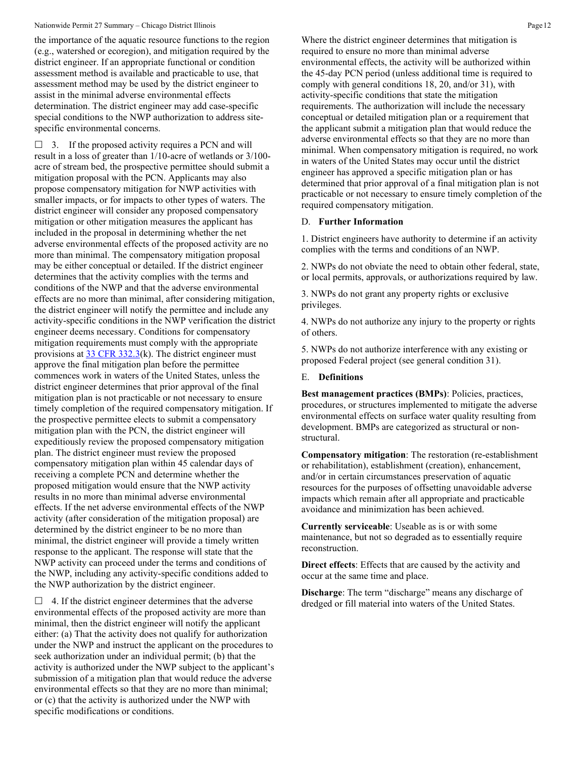the importance of the aquatic resource functions to the region (e.g., watershed or ecoregion), and mitigation required by the district engineer. If an appropriate functional or condition assessment method is available and practicable to use, that assessment method may be used by the district engineer to assist in the minimal adverse environmental effects determination. The district engineer may add case-specific special conditions to the NWP authorization to address site-specific environmental concerns.

☐ 3. If the proposed activity requires a PCN and will result in a loss of greater than 1/10-acre of wetlands or 3/100-acre of stream bed, the prospective permittee should submit a mitigation proposal with the PCN. Applicants may also propose compensatory mitigation for NWP activities with smaller impacts, or for impacts to other types of waters. The district engineer will consider any proposed compensatory mitigation or other mitigation measures the applicant has included in the proposal in determining whether the net adverse environmental effects of the proposed activity are no more than minimal. The compensatory mitigation proposal may be either conceptual or detailed. If the district engineer determines that the activity complies with the terms and conditions of the NWP and that the adverse environmental effects are no more than minimal, after considering mitigation, the district engineer will notify the permittee and include any activity-specific conditions in the NWP verification the district engineer deems necessary. Conditions for compensatory mitigation requirements must comply with the appropriate provisions at 33 CFR 332.3(k). The district engineer must approve the final mitigation plan before the permittee commences work in waters of the United States, unless the district engineer determines that prior approval of the final mitigation plan is not practicable or not necessary to ensure timely completion of the required compensatory mitigation. If the prospective permittee elects to submit a compensatory mitigation plan with the PCN, the district engineer will expeditiously review the proposed compensatory mitigation plan. The district engineer must review the proposed compensatory mitigation plan within 45 calendar days of receiving a complete PCN and determine whether the proposed mitigation would ensure that the NWP activity results in no more than minimal adverse environmental effects. If the net adverse environmental effects of the NWP activity (after consideration of the mitigation proposal) are determined by the district engineer to be no more than minimal, the district engineer will provide a timely written response to the applicant. The response will state that the NWP activity can proceed under the terms and conditions of the NWP, including any activity-specific conditions added to the NWP authorization by the district engineer.

☐ 4. If the district engineer determines that the adverse environmental effects of the proposed activity are more than minimal, then the district engineer will notify the applicant either: (a) That the activity does not qualify for authorization under the NWP and instruct the applicant on the procedures to seek authorization under an individual permit; (b) that the activity is authorized under the NWP subject to the applicant's submission of a mitigation plan that would reduce the adverse environmental effects so that they are no more than minimal; or (c) that the activity is authorized under the NWP with specific modifications or conditions.

Where the district engineer determines that mitigation is required to ensure no more than minimal adverse environmental effects, the activity will be authorized within the 45-day PCN period (unless additional time is required to comply with general conditions 18, 20, and/or 31), with activity-specific conditions that state the mitigation requirements. The authorization will include the necessary conceptual or detailed mitigation plan or a requirement that the applicant submit a mitigation plan that would reduce the adverse environmental effects so that they are no more than minimal. When compensatory mitigation is required, no work in waters of the United States may occur until the district engineer has approved a specific mitigation plan or has determined that prior approval of a final mitigation plan is not practicable or not necessary to ensure timely completion of the required compensatory mitigation.

## D. Further Information

1. District engineers have authority to determine if an activity complies with the terms and conditions of an NWP.

2. NWPs do not obviate the need to obtain other federal, state, or local permits, approvals, or authorizations required by law.

3. NWPs do not grant any property rights or exclusive privileges.

4. NWPs do not authorize any injury to the property or rights of others.

5. NWPs do not authorize interference with any existing or proposed Federal project (see general condition 31).

## E. Definitions

**Best management practices (BMPs)**: Policies, practices, procedures, or structures implemented to mitigate the adverse environmental effects on surface water quality resulting from development. BMPs are categorized as structural or non-structural.

**Compensatory mitigation**: The restoration (re-establishment or rehabilitation), establishment (creation), enhancement, and/or in certain circumstances preservation of aquatic resources for the purposes of offsetting unavoidable adverse impacts which remain after all appropriate and practicable avoidance and minimization has been achieved.

**Currently serviceable**: Useable as is or with some maintenance, but not so degraded as to essentially require reconstruction.

**Direct effects**: Effects that are caused by the activity and occur at the same time and place.

**Discharge**: The term "discharge" means any discharge of dredged or fill material into waters of the United States.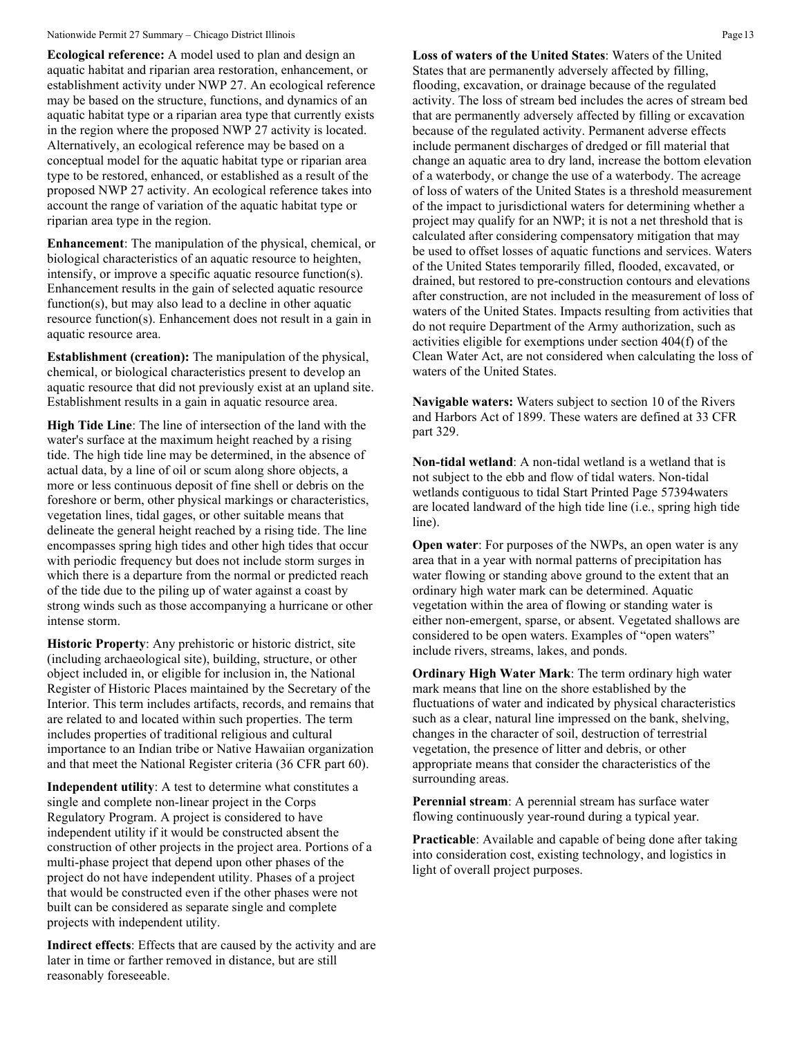**Ecological reference:** A model used to plan and design an aquatic habitat and riparian area restoration, enhancement, or establishment activity under NWP 27. An ecological reference may be based on the structure, functions, and dynamics of an aquatic habitat type or a riparian area type that currently exists in the region where the proposed NWP 27 activity is located. Alternatively, an ecological reference may be based on a conceptual model for the aquatic habitat type or riparian area type to be restored, enhanced, or established as a result of the proposed NWP 27 activity. An ecological reference takes into account the range of variation of the aquatic habitat type or riparian area type in the region.

**Enhancement**: The manipulation of the physical, chemical, or biological characteristics of an aquatic resource to heighten, intensify, or improve a specific aquatic resource function(s). Enhancement results in the gain of selected aquatic resource function(s), but may also lead to a decline in other aquatic resource function(s). Enhancement does not result in a gain in aquatic resource area.

**Establishment (creation):** The manipulation of the physical, chemical, or biological characteristics present to develop an aquatic resource that did not previously exist at an upland site. Establishment results in a gain in aquatic resource area.

**High Tide Line**: The line of intersection of the land with the water's surface at the maximum height reached by a rising tide. The high tide line may be determined, in the absence of actual data, by a line of oil or scum along shore objects, a more or less continuous deposit of fine shell or debris on the foreshore or berm, other physical markings or characteristics, vegetation lines, tidal gages, or other suitable means that delineate the general height reached by a rising tide. The line encompasses spring high tides and other high tides that occur with periodic frequency but does not include storm surges in which there is a departure from the normal or predicted reach of the tide due to the piling up of water against a coast by strong winds such as those accompanying a hurricane or other intense storm.

**Historic Property**: Any prehistoric or historic district, site (including archaeological site), building, structure, or other object included in, or eligible for inclusion in, the National Register of Historic Places maintained by the Secretary of the Interior. This term includes artifacts, records, and remains that are related to and located within such properties. The term includes properties of traditional religious and cultural importance to an Indian tribe or Native Hawaiian organization and that meet the National Register criteria (36 CFR part 60).

**Independent utility**: A test to determine what constitutes a single and complete non-linear project in the Corps Regulatory Program. A project is considered to have independent utility if it would be constructed absent the construction of other projects in the project area. Portions of a multi-phase project that depend upon other phases of the project do not have independent utility. Phases of a project that would be constructed even if the other phases were not built can be considered as separate single and complete projects with independent utility.

**Indirect effects**: Effects that are caused by the activity and are later in time or farther removed in distance, but are still reasonably foreseeable.

**Loss of waters of the United States**: Waters of the United States that are permanently adversely affected by filling, flooding, excavation, or drainage because of the regulated activity. The loss of stream bed includes the acres of stream bed that are permanently adversely affected by filling or excavation because of the regulated activity. Permanent adverse effects include permanent discharges of dredged or fill material that change an aquatic area to dry land, increase the bottom elevation of a waterbody, or change the use of a waterbody. The acreage of loss of waters of the United States is a threshold measurement of the impact to jurisdictional waters for determining whether a project may qualify for an NWP; it is not a net threshold that is calculated after considering compensatory mitigation that may be used to offset losses of aquatic functions and services. Waters of the United States temporarily filled, flooded, excavated, or drained, but restored to pre-construction contours and elevations after construction, are not included in the measurement of loss of waters of the United States. Impacts resulting from activities that do not require Department of the Army authorization, such as activities eligible for exemptions under section 404(f) of the Clean Water Act, are not considered when calculating the loss of waters of the United States.

**Navigable waters:** Waters subject to section 10 of the Rivers and Harbors Act of 1899. These waters are defined at 33 CFR part 329.

**Non-tidal wetland**: A non-tidal wetland is a wetland that is not subject to the ebb and flow of tidal waters. Non-tidal wetlands contiguous to tidal Start Printed Page 57394waters are located landward of the high tide line (i.e., spring high tide line).

**Open water**: For purposes of the NWPs, an open water is any area that in a year with normal patterns of precipitation has water flowing or standing above ground to the extent that an ordinary high water mark can be determined. Aquatic vegetation within the area of flowing or standing water is either non-emergent, sparse, or absent. Vegetated shallows are considered to be open waters. Examples of "open waters" include rivers, streams, lakes, and ponds.

**Ordinary High Water Mark**: The term ordinary high water mark means that line on the shore established by the fluctuations of water and indicated by physical characteristics such as a clear, natural line impressed on the bank, shelving, changes in the character of soil, destruction of terrestrial vegetation, the presence of litter and debris, or other appropriate means that consider the characteristics of the surrounding areas.

**Perennial stream**: A perennial stream has surface water flowing continuously year-round during a typical year.

**Practicable**: Available and capable of being done after taking into consideration cost, existing technology, and logistics in light of overall project purposes.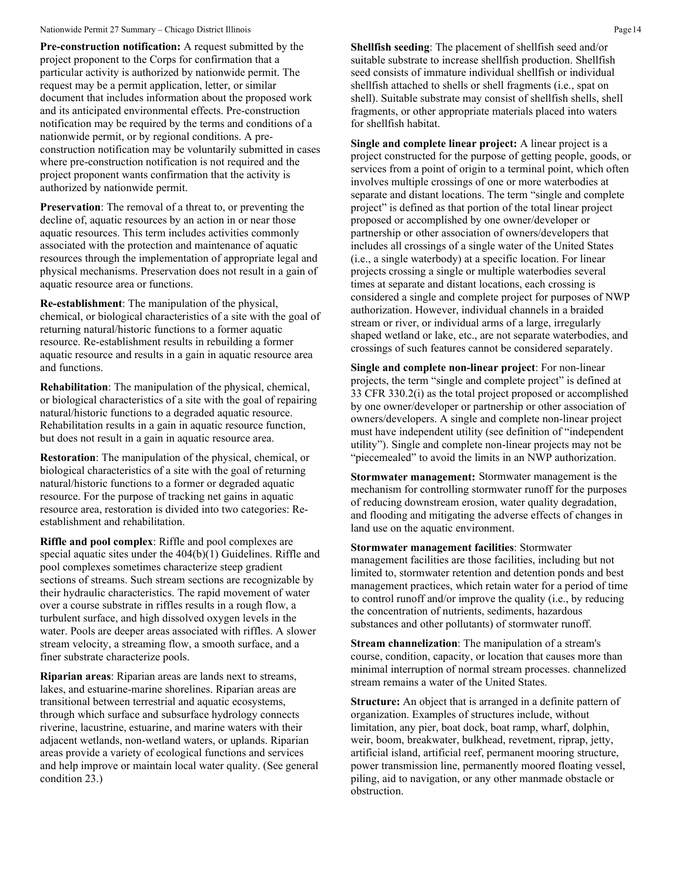**Pre-construction notification:** A request submitted by the project proponent to the Corps for confirmation that a particular activity is authorized by nationwide permit. The request may be a permit application, letter, or similar document that includes information about the proposed work and its anticipated environmental effects. Pre-construction notification may be required by the terms and conditions of a nationwide permit, or by regional conditions. A pre-construction notification may be voluntarily submitted in cases where pre-construction notification is not required and the project proponent wants confirmation that the activity is authorized by nationwide permit.

**Preservation**: The removal of a threat to, or preventing the decline of, aquatic resources by an action in or near those aquatic resources. This term includes activities commonly associated with the protection and maintenance of aquatic resources through the implementation of appropriate legal and physical mechanisms. Preservation does not result in a gain of aquatic resource area or functions.

**Re-establishment**: The manipulation of the physical, chemical, or biological characteristics of a site with the goal of returning natural/historic functions to a former aquatic resource. Re-establishment results in rebuilding a former aquatic resource and results in a gain in aquatic resource area and functions.

**Rehabilitation**: The manipulation of the physical, chemical, or biological characteristics of a site with the goal of repairing natural/historic functions to a degraded aquatic resource. Rehabilitation results in a gain in aquatic resource function, but does not result in a gain in aquatic resource area.

**Restoration**: The manipulation of the physical, chemical, or biological characteristics of a site with the goal of returning natural/historic functions to a former or degraded aquatic resource. For the purpose of tracking net gains in aquatic resource area, restoration is divided into two categories: Re-establishment and rehabilitation.

**Riffle and pool complex**: Riffle and pool complexes are special aquatic sites under the 404(b)(1) Guidelines. Riffle and pool complexes sometimes characterize steep gradient sections of streams. Such stream sections are recognizable by their hydraulic characteristics. The rapid movement of water over a course substrate in riffles results in a rough flow, a turbulent surface, and high dissolved oxygen levels in the water. Pools are deeper areas associated with riffles. A slower stream velocity, a streaming flow, a smooth surface, and a finer substrate characterize pools.

**Riparian areas**: Riparian areas are lands next to streams, lakes, and estuarine-marine shorelines. Riparian areas are transitional between terrestrial and aquatic ecosystems, through which surface and subsurface hydrology connects riverine, lacustrine, estuarine, and marine waters with their adjacent wetlands, non-wetland waters, or uplands. Riparian areas provide a variety of ecological functions and services and help improve or maintain local water quality. (See general condition 23.)

**Shellfish seeding**: The placement of shellfish seed and/or suitable substrate to increase shellfish production. Shellfish seed consists of immature individual shellfish or individual shellfish attached to shells or shell fragments (i.e., spat on shell). Suitable substrate may consist of shellfish shells, shell fragments, or other appropriate materials placed into waters for shellfish habitat.

**Single and complete linear project:** A linear project is a project constructed for the purpose of getting people, goods, or services from a point of origin to a terminal point, which often involves multiple crossings of one or more waterbodies at separate and distant locations. The term "single and complete project" is defined as that portion of the total linear project proposed or accomplished by one owner/developer or partnership or other association of owners/developers that includes all crossings of a single water of the United States (i.e., a single waterbody) at a specific location. For linear projects crossing a single or multiple waterbodies several times at separate and distant locations, each crossing is considered a single and complete project for purposes of NWP authorization. However, individual channels in a braided stream or river, or individual arms of a large, irregularly shaped wetland or lake, etc., are not separate waterbodies, and crossings of such features cannot be considered separately.

**Single and complete non-linear project**: For non-linear projects, the term "single and complete project" is defined at 33 CFR 330.2(i) as the total project proposed or accomplished by one owner/developer or partnership or other association of owners/developers. A single and complete non-linear project must have independent utility (see definition of "independent utility"). Single and complete non-linear projects may not be "piecemealed" to avoid the limits in an NWP authorization.

**Stormwater management:** Stormwater management is the mechanism for controlling stormwater runoff for the purposes of reducing downstream erosion, water quality degradation, and flooding and mitigating the adverse effects of changes in land use on the aquatic environment.

**Stormwater management facilities**: Stormwater management facilities are those facilities, including but not limited to, stormwater retention and detention ponds and best management practices, which retain water for a period of time to control runoff and/or improve the quality (i.e., by reducing the concentration of nutrients, sediments, hazardous substances and other pollutants) of stormwater runoff.

**Stream channelization**: The manipulation of a stream's course, condition, capacity, or location that causes more than minimal interruption of normal stream processes. channelized stream remains a water of the United States.

**Structure:** An object that is arranged in a definite pattern of organization. Examples of structures include, without limitation, any pier, boat dock, boat ramp, wharf, dolphin, weir, boom, breakwater, bulkhead, revetment, riprap, jetty, artificial island, artificial reef, permanent mooring structure, power transmission line, permanently moored floating vessel, piling, aid to navigation, or any other manmade obstacle or obstruction.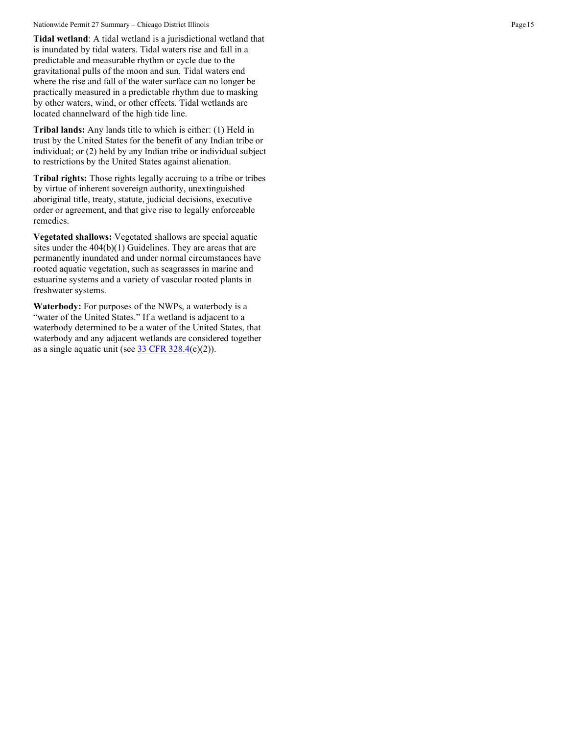**Tidal wetland**: A tidal wetland is a jurisdictional wetland that is inundated by tidal waters. Tidal waters rise and fall in a predictable and measurable rhythm or cycle due to the gravitational pulls of the moon and sun. Tidal waters end where the rise and fall of the water surface can no longer be practically measured in a predictable rhythm due to masking by other waters, wind, or other effects. Tidal wetlands are located channelward of the high tide line.

**Tribal lands:** Any lands title to which is either: (1) Held in trust by the United States for the benefit of any Indian tribe or individual; or (2) held by any Indian tribe or individual subject to restrictions by the United States against alienation.

**Tribal rights:** Those rights legally accruing to a tribe or tribes by virtue of inherent sovereign authority, unextinguished aboriginal title, treaty, statute, judicial decisions, executive order or agreement, and that give rise to legally enforceable remedies.

**Vegetated shallows:** Vegetated shallows are special aquatic sites under the 404(b)(1) Guidelines. They are areas that are permanently inundated and under normal circumstances have rooted aquatic vegetation, such as seagrasses in marine and estuarine systems and a variety of vascular rooted plants in freshwater systems.

**Waterbody:** For purposes of the NWPs, a waterbody is a "water of the United States." If a wetland is adjacent to a waterbody determined to be a water of the United States, that waterbody and any adjacent wetlands are considered together as a single aquatic unit (see 33 CFR 328.4(c)(2)).